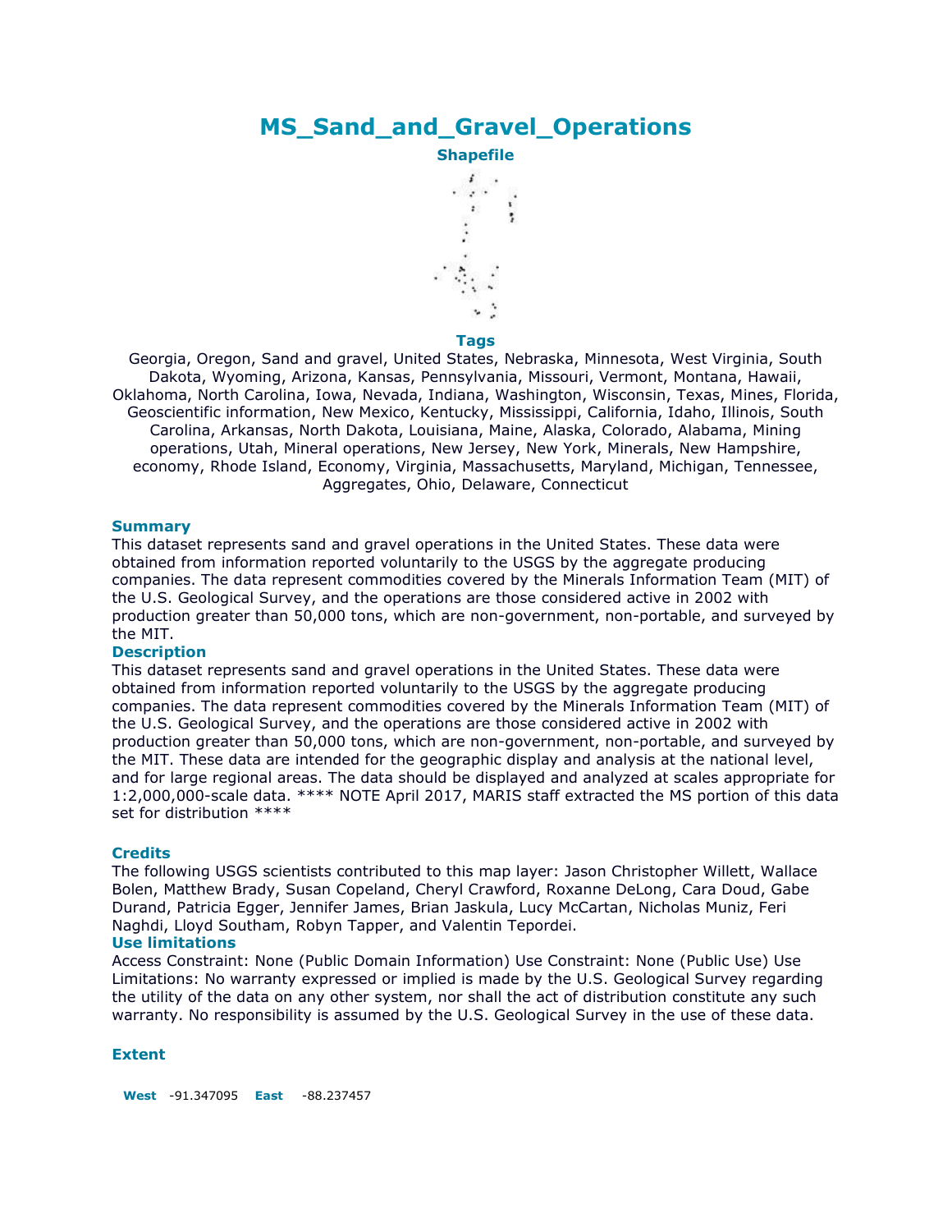# MS_Sand_and_Gravel_Operations

**Shapefile**

**Tags**

Georgia, Oregon, Sand and gravel, United States, Nebraska, Minnesota, West Virginia, South Dakota, Wyoming, Arizona, Kansas, Pennsylvania, Missouri, Vermont, Montana, Hawaii, Oklahoma, North Carolina, Iowa, Nevada, Indiana, Washington, Wisconsin, Texas, Mines, Florida, Geoscientific information, New Mexico, Kentucky, Mississippi, California, Idaho, Illinois, South Carolina, Arkansas, North Dakota, Louisiana, Maine, Alaska, Colorado, Alabama, Mining operations, Utah, Mineral operations, New Jersey, New York, Minerals, New Hampshire, economy, Rhode Island, Economy, Virginia, Massachusetts, Maryland, Michigan, Tennessee, Aggregates, Ohio, Delaware, Connecticut

## Summary

This dataset represents sand and gravel operations in the United States. These data were obtained from information reported voluntarily to the USGS by the aggregate producing companies. The data represent commodities covered by the Minerals Information Team (MIT) of the U.S. Geological Survey, and the operations are those considered active in 2002 with production greater than 50,000 tons, which are non-government, non-portable, and surveyed by the MIT.

## Description

This dataset represents sand and gravel operations in the United States. These data were obtained from information reported voluntarily to the USGS by the aggregate producing companies. The data represent commodities covered by the Minerals Information Team (MIT) of the U.S. Geological Survey, and the operations are those considered active in 2002 with production greater than 50,000 tons, which are non-government, non-portable, and surveyed by the MIT. These data are intended for the geographic display and analysis at the national level, and for large regional areas. The data should be displayed and analyzed at scales appropriate for 1:2,000,000-scale data. **** NOTE April 2017, MARIS staff extracted the MS portion of this data set for distribution ****

## Credits

The following USGS scientists contributed to this map layer: Jason Christopher Willett, Wallace Bolen, Matthew Brady, Susan Copeland, Cheryl Crawford, Roxanne DeLong, Cara Doud, Gabe Durand, Patricia Egger, Jennifer James, Brian Jaskula, Lucy McCartan, Nicholas Muniz, Feri Naghdi, Lloyd Southam, Robyn Tapper, and Valentin Tepordei.

## Use limitations

Access Constraint: None (Public Domain Information) Use Constraint: None (Public Use) Use Limitations: No warranty expressed or implied is made by the U.S. Geological Survey regarding the utility of the data on any other system, nor shall the act of distribution constitute any such warranty. No responsibility is assumed by the U.S. Geological Survey in the use of these data.

## Extent

**West** -91.347095 **East** -88.237457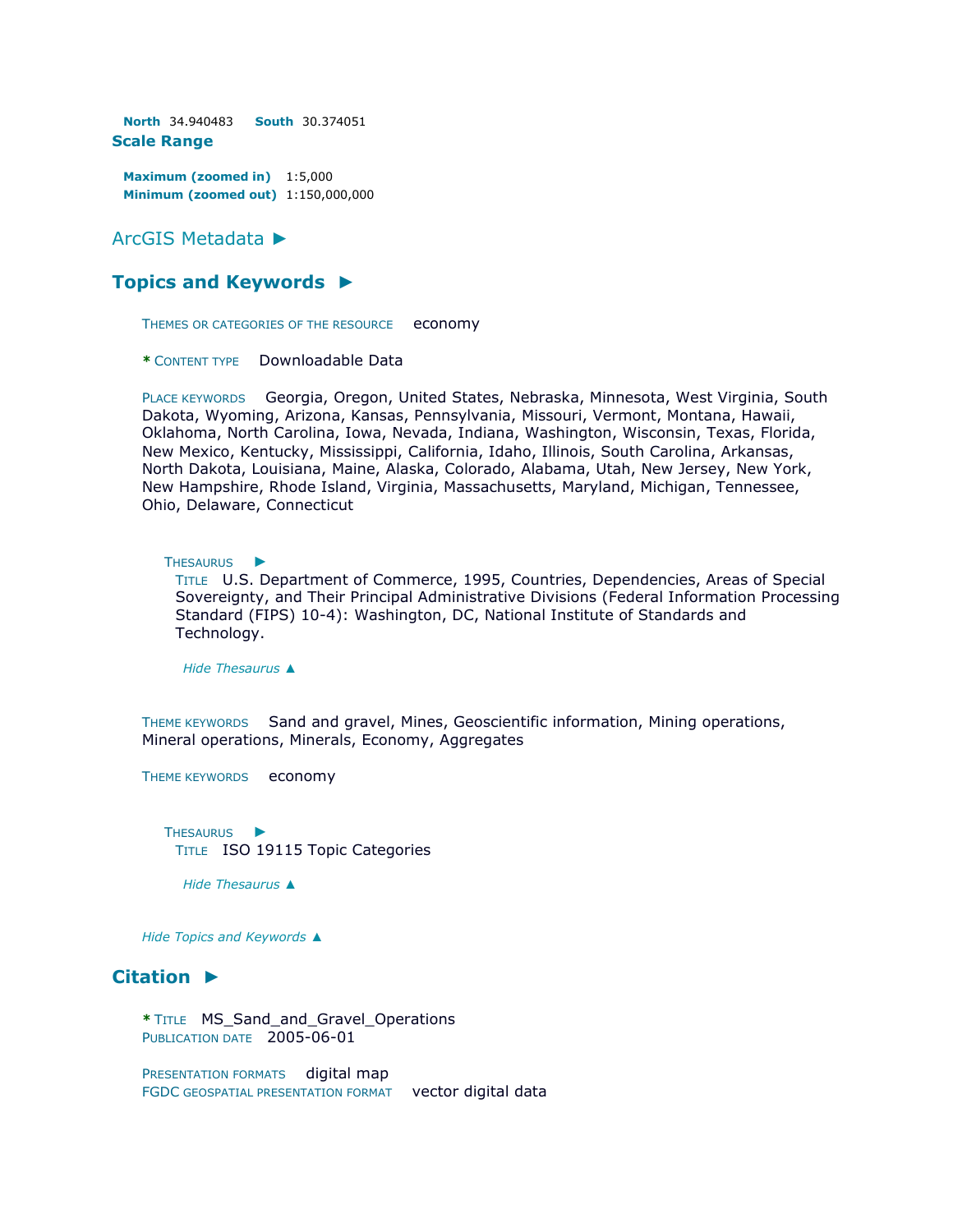**North** 34.940483 **South** 30.374051

**Scale Range**

**Maximum (zoomed in)** 1:5,000
**Minimum (zoomed out)** 1:150,000,000

## ArcGIS Metadata ►

## Topics and Keywords ►

THEMES OR CATEGORIES OF THE RESOURCE economy

* CONTENT TYPE Downloadable Data

PLACE KEYWORDS Georgia, Oregon, United States, Nebraska, Minnesota, West Virginia, South Dakota, Wyoming, Arizona, Kansas, Pennsylvania, Missouri, Vermont, Montana, Hawaii, Oklahoma, North Carolina, Iowa, Nevada, Indiana, Washington, Wisconsin, Texas, Florida, New Mexico, Kentucky, Mississippi, California, Idaho, Illinois, South Carolina, Arkansas, North Dakota, Louisiana, Maine, Alaska, Colorado, Alabama, Utah, New Jersey, New York, New Hampshire, Rhode Island, Virginia, Massachusetts, Maryland, Michigan, Tennessee, Ohio, Delaware, Connecticut

THESAURUS ►
TITLE U.S. Department of Commerce, 1995, Countries, Dependencies, Areas of Special Sovereignty, and Their Principal Administrative Divisions (Federal Information Processing Standard (FIPS) 10-4): Washington, DC, National Institute of Standards and Technology.

*Hide Thesaurus ▲*

THEME KEYWORDS Sand and gravel, Mines, Geoscientific information, Mining operations, Mineral operations, Minerals, Economy, Aggregates

THEME KEYWORDS economy

THESAURUS ►
TITLE ISO 19115 Topic Categories

*Hide Thesaurus ▲*

*Hide Topics and Keywords ▲*

## Citation ►

* TITLE MS_Sand_and_Gravel_Operations
PUBLICATION DATE 2005-06-01

PRESENTATION FORMATS digital map
FGDC GEOSPATIAL PRESENTATION FORMAT vector digital data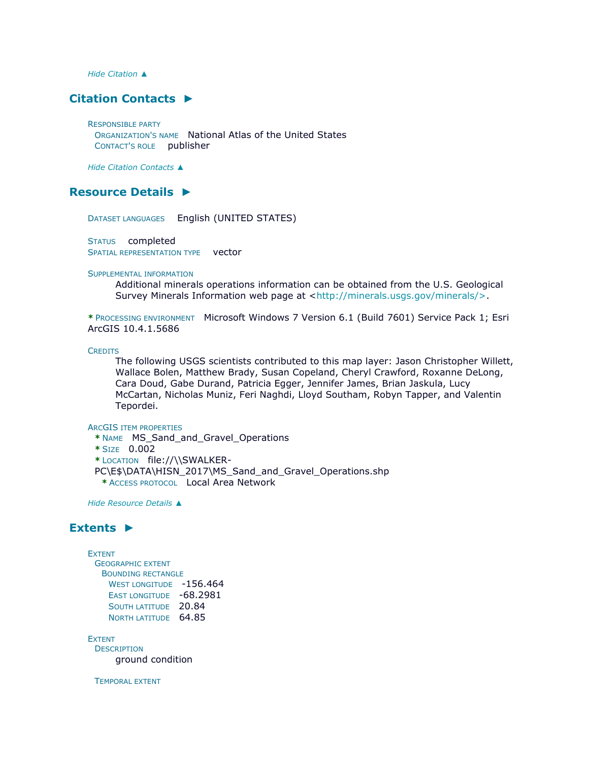*Hide Citation ▲*

## Citation Contacts ►

RESPONSIBLE PARTY
ORGANIZATION'S NAME National Atlas of the United States
CONTACT'S ROLE publisher

*Hide Citation Contacts ▲*

## Resource Details ►

DATASET LANGUAGES English (UNITED STATES)

STATUS completed
SPATIAL REPRESENTATION TYPE vector

SUPPLEMENTAL INFORMATION
Additional minerals operations information can be obtained from the U.S. Geological Survey Minerals Information web page at <http://minerals.usgs.gov/minerals/>.

**\*** PROCESSING ENVIRONMENT Microsoft Windows 7 Version 6.1 (Build 7601) Service Pack 1; Esri ArcGIS 10.4.1.5686

CREDITS
The following USGS scientists contributed to this map layer: Jason Christopher Willett, Wallace Bolen, Matthew Brady, Susan Copeland, Cheryl Crawford, Roxanne DeLong, Cara Doud, Gabe Durand, Patricia Egger, Jennifer James, Brian Jaskula, Lucy McCartan, Nicholas Muniz, Feri Naghdi, Lloyd Southam, Robyn Tapper, and Valentin Tepordei.

ARCGIS ITEM PROPERTIES
**\*** NAME MS_Sand_and_Gravel_Operations
**\*** SIZE 0.002
**\*** LOCATION file://\\SWALKER-PC\E$\DATA\HISN_2017\MS_Sand_and_Gravel_Operations.shp
**\*** ACCESS PROTOCOL Local Area Network

*Hide Resource Details ▲*

## Extents ►

EXTENT
GEOGRAPHIC EXTENT
BOUNDING RECTANGLE
WEST LONGITUDE -156.464
EAST LONGITUDE -68.2981
SOUTH LATITUDE 20.84
NORTH LATITUDE 64.85

EXTENT
DESCRIPTION
ground condition

TEMPORAL EXTENT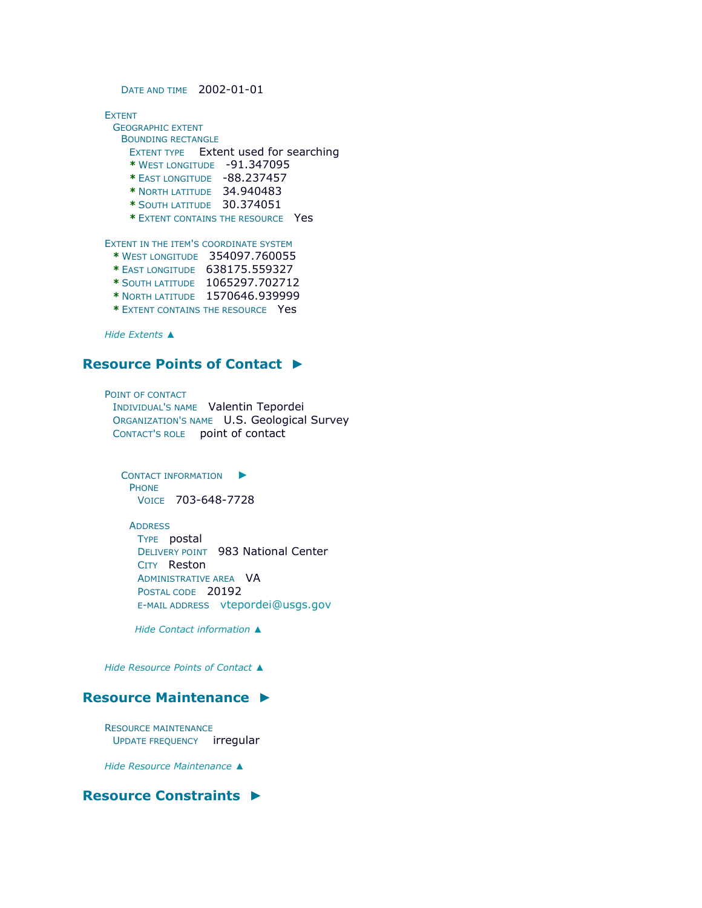Date and time 2002-01-01

Extent
Geographic extent
Bounding rectangle
Extent type Extent used for searching
* West longitude -91.347095
* East longitude -88.237457
* North latitude 34.940483
* South latitude 30.374051
* Extent contains the resource Yes

Extent in the item's coordinate system
* West longitude 354097.760055
* East longitude 638175.559327
* South latitude 1065297.702712
* North latitude 1570646.939999
* Extent contains the resource Yes

*Hide Extents ▲*

## Resource Points of Contact ►

Point of contact
Individual's name Valentin Tepordei
Organization's name U.S. Geological Survey
Contact's role point of contact

Contact information ►
Phone
Voice 703-648-7728

Address
Type postal
Delivery point 983 National Center
City Reston
Administrative area VA
Postal code 20192
e-mail address vtepordei@usgs.gov

*Hide Contact information ▲*

*Hide Resource Points of Contact ▲*

## Resource Maintenance ►

Resource maintenance
Update frequency irregular

*Hide Resource Maintenance ▲*

## Resource Constraints ►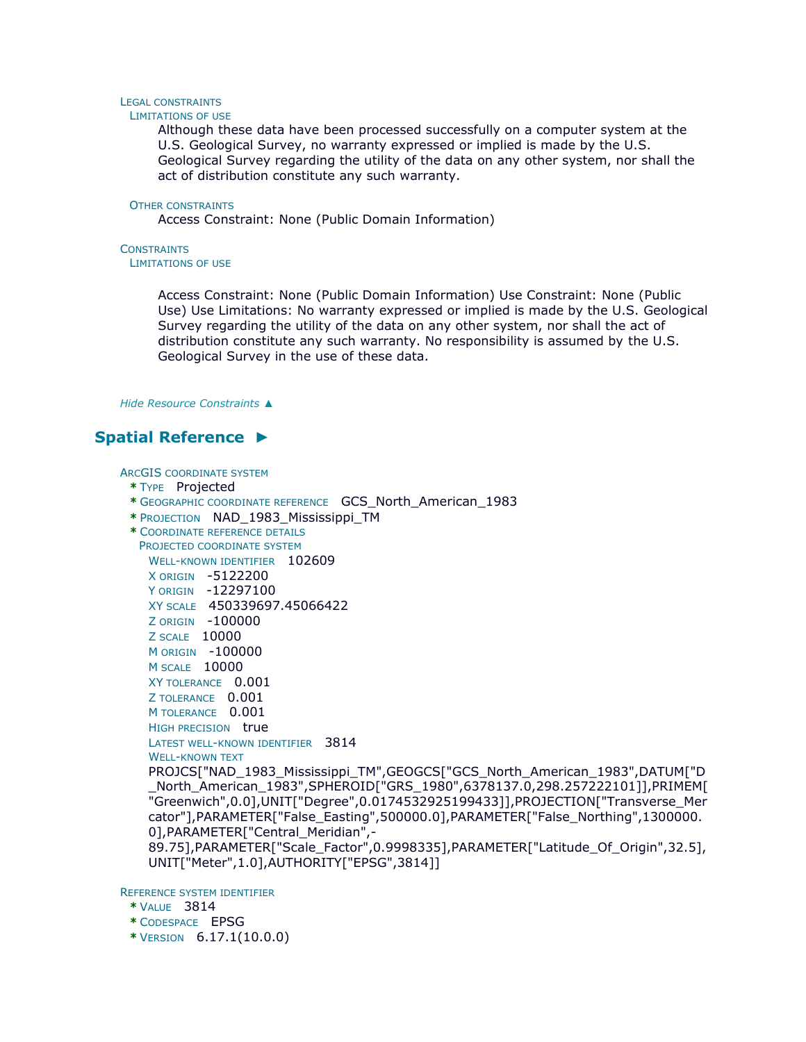Legal constraints

Limitations of use

Although these data have been processed successfully on a computer system at the U.S. Geological Survey, no warranty expressed or implied is made by the U.S. Geological Survey regarding the utility of the data on any other system, nor shall the act of distribution constitute any such warranty.

Other constraints

Access Constraint: None (Public Domain Information)

Constraints

Limitations of use

Access Constraint: None (Public Domain Information) Use Constraint: None (Public Use) Use Limitations: No warranty expressed or implied is made by the U.S. Geological Survey regarding the utility of the data on any other system, nor shall the act of distribution constitute any such warranty. No responsibility is assumed by the U.S. Geological Survey in the use of these data.

*Hide Resource Constraints ▲*

## Spatial Reference ►

ArcGIS coordinate system

- \* Type Projected
- \* Geographic coordinate reference GCS_North_American_1983
- \* Projection NAD_1983_Mississippi_TM
- \* Coordinate reference details

Projected coordinate system

Well-known identifier 102609

X origin -5122200

Y origin -12297100

XY scale 450339697.45066422

Z origin -100000

Z scale 10000

M origin -100000

M scale 10000

XY tolerance 0.001

Z tolerance 0.001

M tolerance 0.001

High precision true

Latest well-known identifier 3814

Well-known text

PROJCS["NAD_1983_Mississippi_TM",GEOGCS["GCS_North_American_1983",DATUM["D_North_American_1983",SPHEROID["GRS_1980",6378137.0,298.257222101]],PRIMEM["Greenwich",0.0],UNIT["Degree",0.0174532925199433]],PROJECTION["Transverse_Mercator"],PARAMETER["False_Easting",500000.0],PARAMETER["False_Northing",1300000.0],PARAMETER["Central_Meridian",-89.75],PARAMETER["Scale_Factor",0.9998335],PARAMETER["Latitude_Of_Origin",32.5],UNIT["Meter",1.0],AUTHORITY["EPSG",3814]]

Reference system identifier

- \* Value 3814
- \* Codespace EPSG
- \* Version 6.17.1(10.0.0)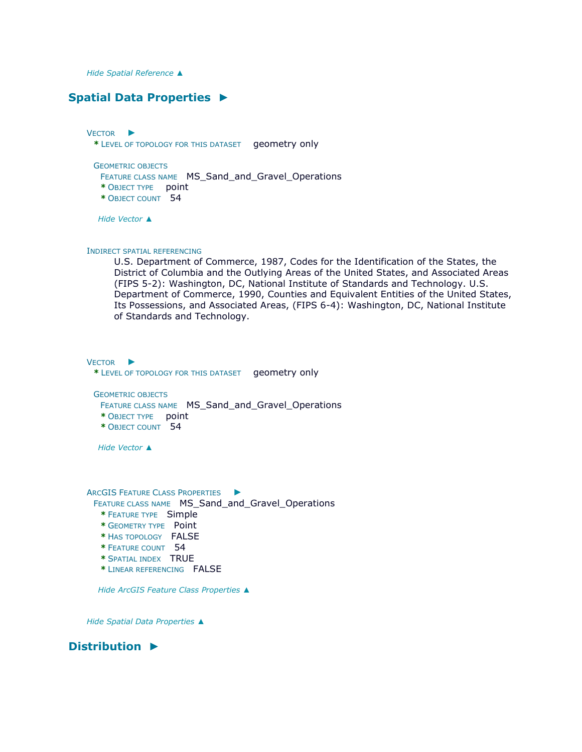*Hide Spatial Reference ▲*

## Spatial Data Properties ►

VECTOR ►
* LEVEL OF TOPOLOGY FOR THIS DATASET geometry only

GEOMETRIC OBJECTS
FEATURE CLASS NAME MS_Sand_and_Gravel_Operations
* OBJECT TYPE point
* OBJECT COUNT 54

*Hide Vector ▲*

INDIRECT SPATIAL REFERENCING

U.S. Department of Commerce, 1987, Codes for the Identification of the States, the District of Columbia and the Outlying Areas of the United States, and Associated Areas (FIPS 5-2): Washington, DC, National Institute of Standards and Technology. U.S. Department of Commerce, 1990, Counties and Equivalent Entities of the United States, Its Possessions, and Associated Areas, (FIPS 6-4): Washington, DC, National Institute of Standards and Technology.

VECTOR ►
* LEVEL OF TOPOLOGY FOR THIS DATASET geometry only

GEOMETRIC OBJECTS
FEATURE CLASS NAME MS_Sand_and_Gravel_Operations
* OBJECT TYPE point
* OBJECT COUNT 54

*Hide Vector ▲*

ARCGIS FEATURE CLASS PROPERTIES ►
FEATURE CLASS NAME MS_Sand_and_Gravel_Operations
* FEATURE TYPE Simple
* GEOMETRY TYPE Point
* HAS TOPOLOGY FALSE
* FEATURE COUNT 54
* SPATIAL INDEX TRUE
* LINEAR REFERENCING FALSE

*Hide ArcGIS Feature Class Properties ▲*

*Hide Spatial Data Properties ▲*

## Distribution ►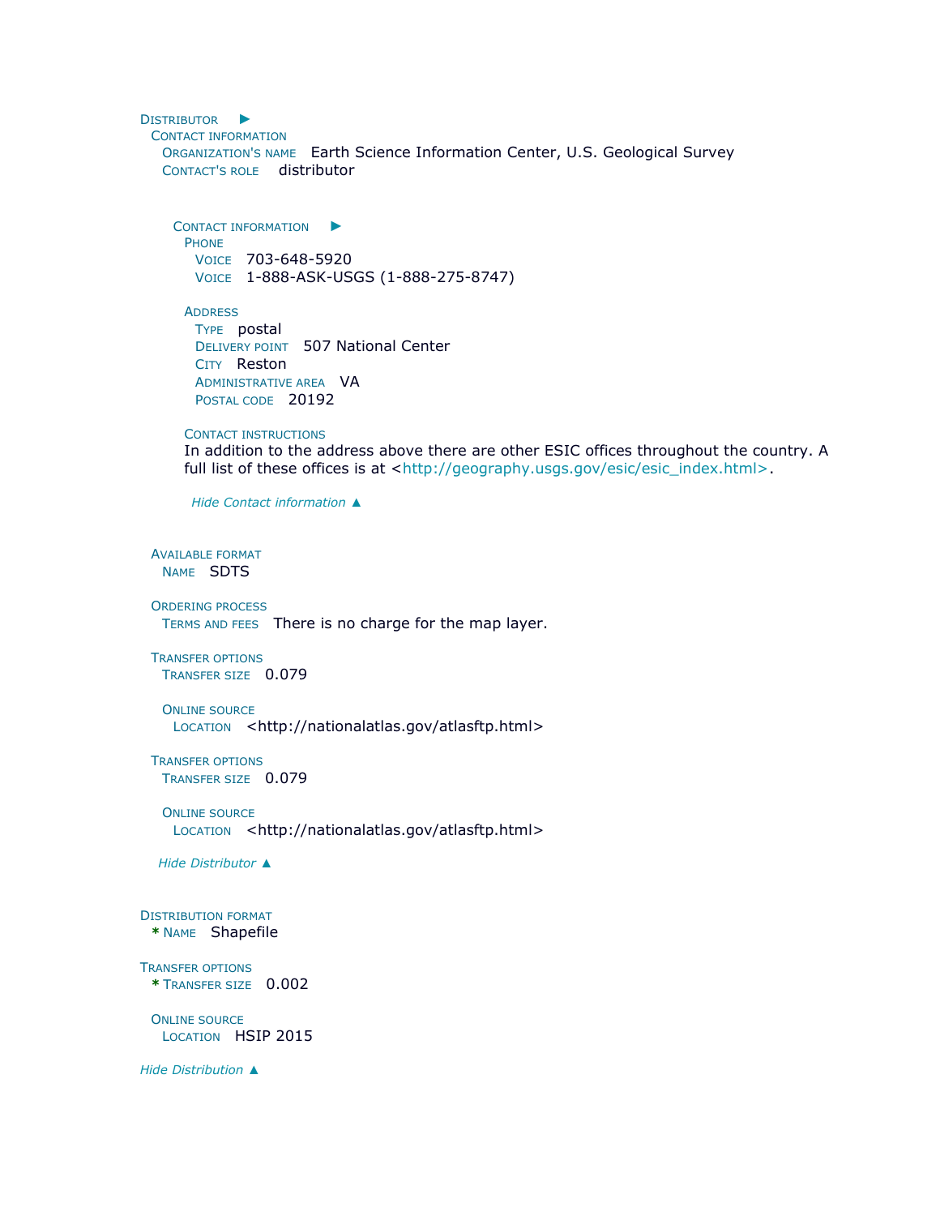Distributor ▶

Contact information

Organization's name Earth Science Information Center, U.S. Geological Survey

Contact's role distributor

Contact information ▶

Phone

Voice 703-648-5920

Voice 1-888-ASK-USGS (1-888-275-8747)

Address

Type postal

Delivery point 507 National Center

City Reston

Administrative area VA

Postal code 20192

Contact instructions

In addition to the address above there are other ESIC offices throughout the country. A full list of these offices is at <http://geography.usgs.gov/esic/esic_index.html>.

*Hide Contact information ▲*

Available format

Name SDTS

Ordering process

Terms and fees There is no charge for the map layer.

Transfer options

Transfer size 0.079

Online source

Location <http://nationalatlas.gov/atlasftp.html>

Transfer options

Transfer size 0.079

Online source

Location <http://nationalatlas.gov/atlasftp.html>

*Hide Distributor ▲*

Distribution format

* Name Shapefile

Transfer options

* Transfer size 0.002

Online source

Location HSIP 2015

*Hide Distribution ▲*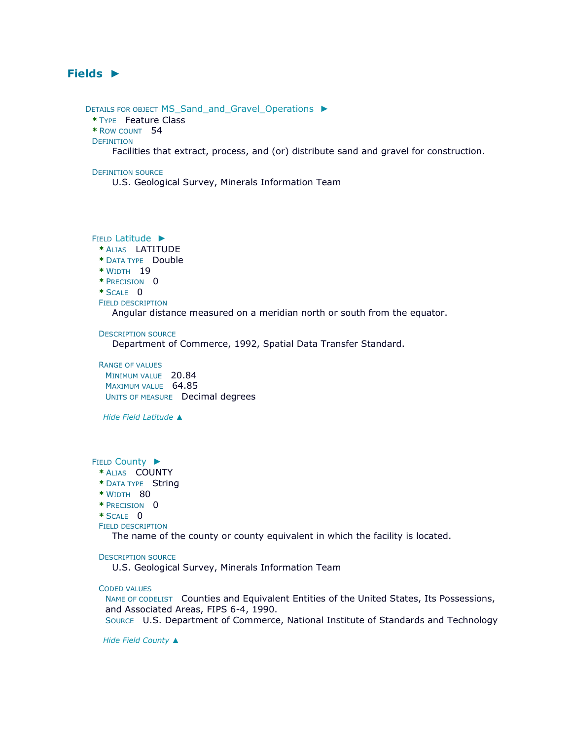## Fields ►

**Details for object** MS_Sand_and_Gravel_Operations ►

* **Type** Feature Class
* **Row count** 54

**Definition**

Facilities that extract, process, and (or) distribute sand and gravel for construction.

**Definition source**

U.S. Geological Survey, Minerals Information Team

### Field Latitude ►

* **Alias** LATITUDE
* **Data type** Double
* **Width** 19
* **Precision** 0
* **Scale** 0

**Field description**

Angular distance measured on a meridian north or south from the equator.

**Description source**

Department of Commerce, 1992, Spatial Data Transfer Standard.

**Range of values**

**Minimum value** 20.84
**Maximum value** 64.85
**Units of measure** Decimal degrees

*Hide Field Latitude ▲*

### Field County ►

* **Alias** COUNTY
* **Data type** String
* **Width** 80
* **Precision** 0
* **Scale** 0

**Field description**

The name of the county or county equivalent in which the facility is located.

**Description source**

U.S. Geological Survey, Minerals Information Team

**Coded values**

**Name of codelist** Counties and Equivalent Entities of the United States, Its Possessions, and Associated Areas, FIPS 6-4, 1990.
**Source** U.S. Department of Commerce, National Institute of Standards and Technology

*Hide Field County ▲*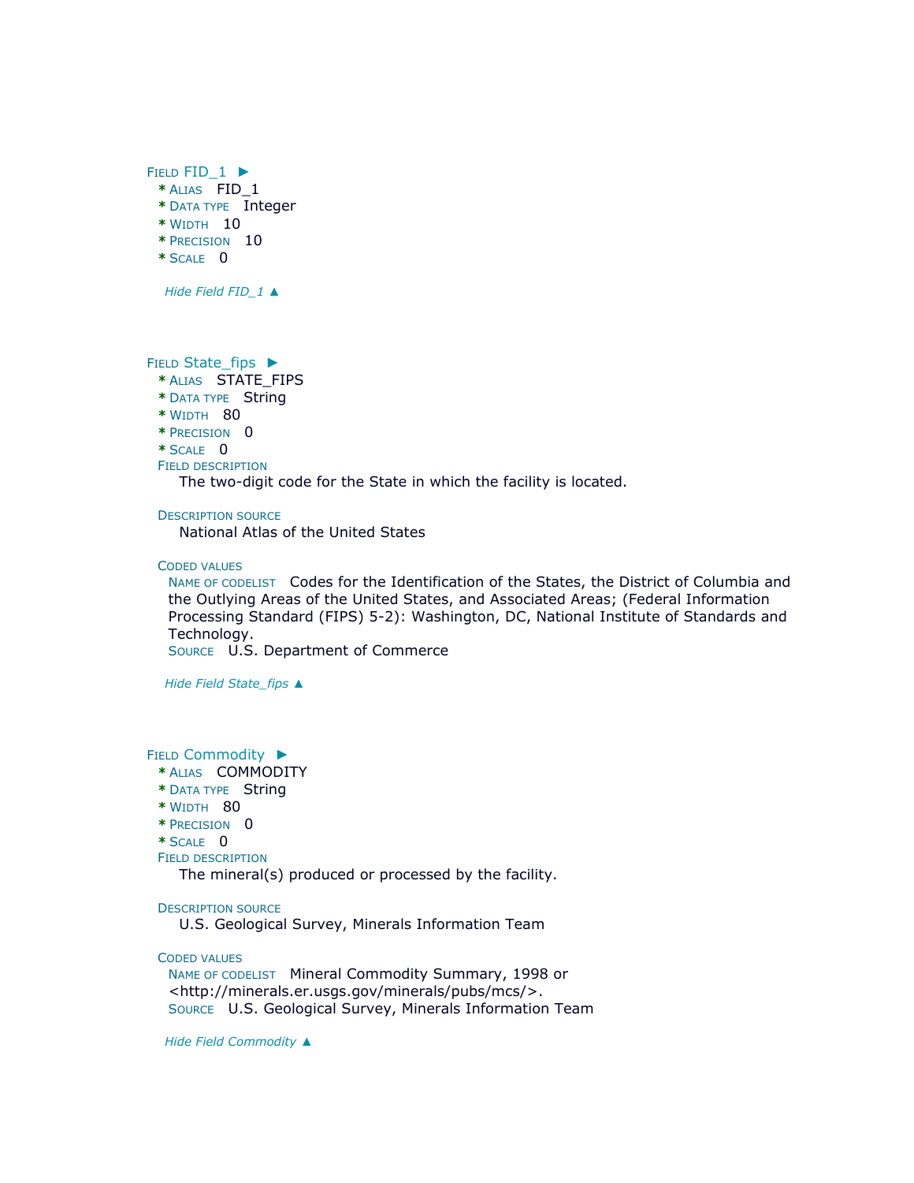Field FID_1 ►

- \* Alias FID_1
- \* Data type Integer
- \* Width 10
- \* Precision 10
- \* Scale 0

*Hide Field FID_1 ▲*

Field State_fips ►

- \* Alias STATE_FIPS
- \* Data type String
- \* Width 80
- \* Precision 0
- \* Scale 0

Field description

The two-digit code for the State in which the facility is located.

Description source

National Atlas of the United States

Coded values

Name of codelist Codes for the Identification of the States, the District of Columbia and the Outlying Areas of the United States, and Associated Areas; (Federal Information Processing Standard (FIPS) 5-2): Washington, DC, National Institute of Standards and Technology.
Source U.S. Department of Commerce

*Hide Field State_fips ▲*

Field Commodity ►

- \* Alias COMMODITY
- \* Data type String
- \* Width 80
- \* Precision 0
- \* Scale 0

Field description

The mineral(s) produced or processed by the facility.

Description source

U.S. Geological Survey, Minerals Information Team

Coded values

Name of codelist Mineral Commodity Summary, 1998 or <http://minerals.er.usgs.gov/minerals/pubs/mcs/>.
Source U.S. Geological Survey, Minerals Information Team

*Hide Field Commodity ▲*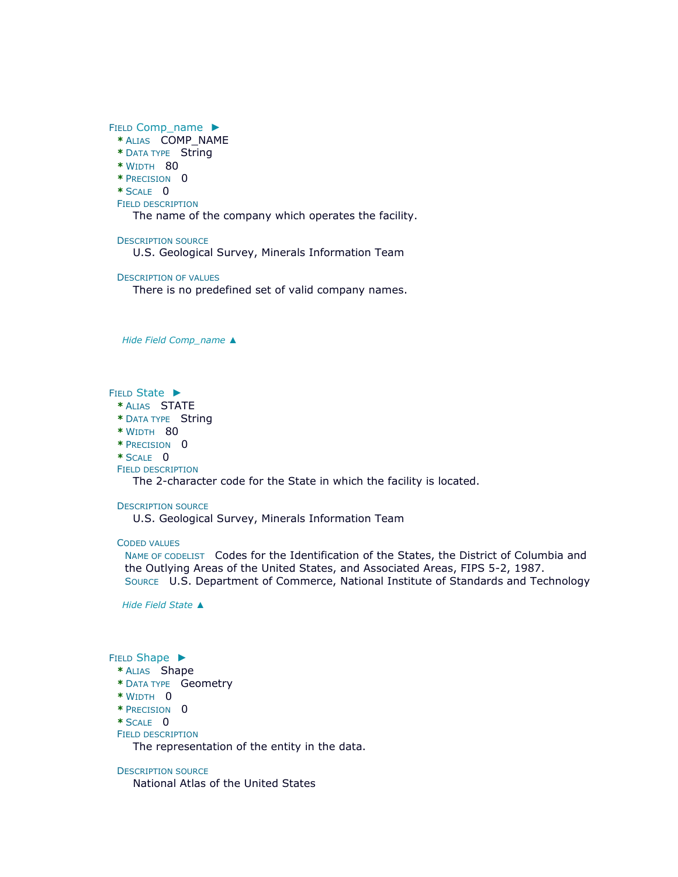**FIELD Comp_name ►**

- \* ALIAS COMP_NAME
- \* DATA TYPE String
- \* WIDTH 80
- \* PRECISION 0
- \* SCALE 0

FIELD DESCRIPTION

The name of the company which operates the facility.

DESCRIPTION SOURCE

U.S. Geological Survey, Minerals Information Team

DESCRIPTION OF VALUES

There is no predefined set of valid company names.

*Hide Field Comp_name ▲*

**FIELD State ►**

- \* ALIAS STATE
- \* DATA TYPE String
- \* WIDTH 80
- \* PRECISION 0
- \* SCALE 0

FIELD DESCRIPTION

The 2-character code for the State in which the facility is located.

DESCRIPTION SOURCE

U.S. Geological Survey, Minerals Information Team

CODED VALUES

NAME OF CODELIST Codes for the Identification of the States, the District of Columbia and the Outlying Areas of the United States, and Associated Areas, FIPS 5-2, 1987.
SOURCE U.S. Department of Commerce, National Institute of Standards and Technology

*Hide Field State ▲*

**FIELD Shape ►**

- \* ALIAS Shape
- \* DATA TYPE Geometry
- \* WIDTH 0
- \* PRECISION 0
- \* SCALE 0

FIELD DESCRIPTION

The representation of the entity in the data.

DESCRIPTION SOURCE

National Atlas of the United States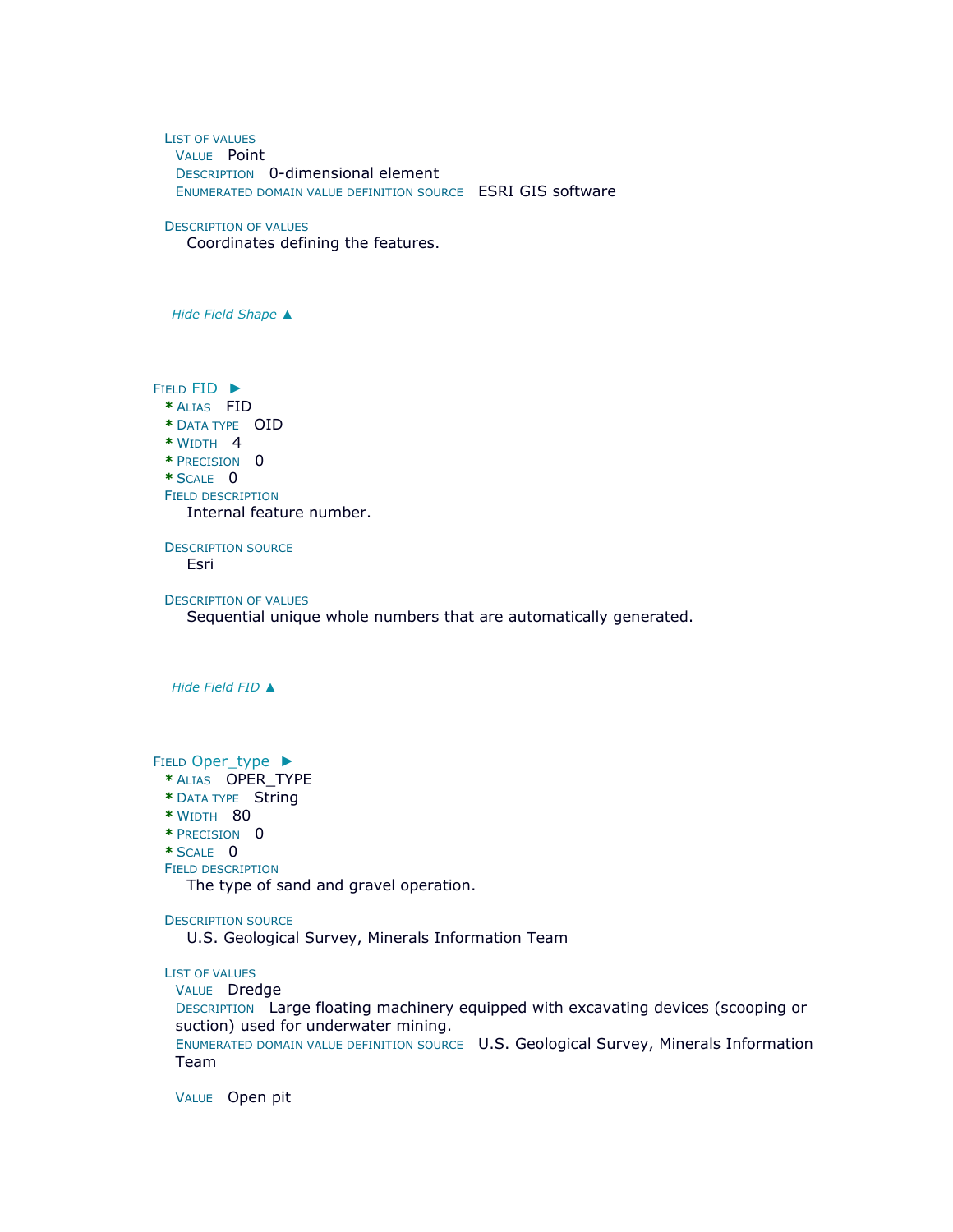LIST OF VALUES
  VALUE   Point
  DESCRIPTION   0-dimensional element
  ENUMERATED DOMAIN VALUE DEFINITION SOURCE   ESRI GIS software

DESCRIPTION OF VALUES
    Coordinates defining the features.

*Hide Field Shape ▲*

FIELD FID ►
* ALIAS   FID
* DATA TYPE   OID
* WIDTH   4
* PRECISION   0
* SCALE   0

FIELD DESCRIPTION
    Internal feature number.

DESCRIPTION SOURCE
    Esri

DESCRIPTION OF VALUES
    Sequential unique whole numbers that are automatically generated.

*Hide Field FID ▲*

FIELD Oper_type ►
* ALIAS   OPER_TYPE
* DATA TYPE   String
* WIDTH   80
* PRECISION   0
* SCALE   0

FIELD DESCRIPTION
    The type of sand and gravel operation.

DESCRIPTION SOURCE
    U.S. Geological Survey, Minerals Information Team

LIST OF VALUES
  VALUE   Dredge
  DESCRIPTION   Large floating machinery equipped with excavating devices (scooping or suction) used for underwater mining.
  ENUMERATED DOMAIN VALUE DEFINITION SOURCE   U.S. Geological Survey, Minerals Information Team

  VALUE   Open pit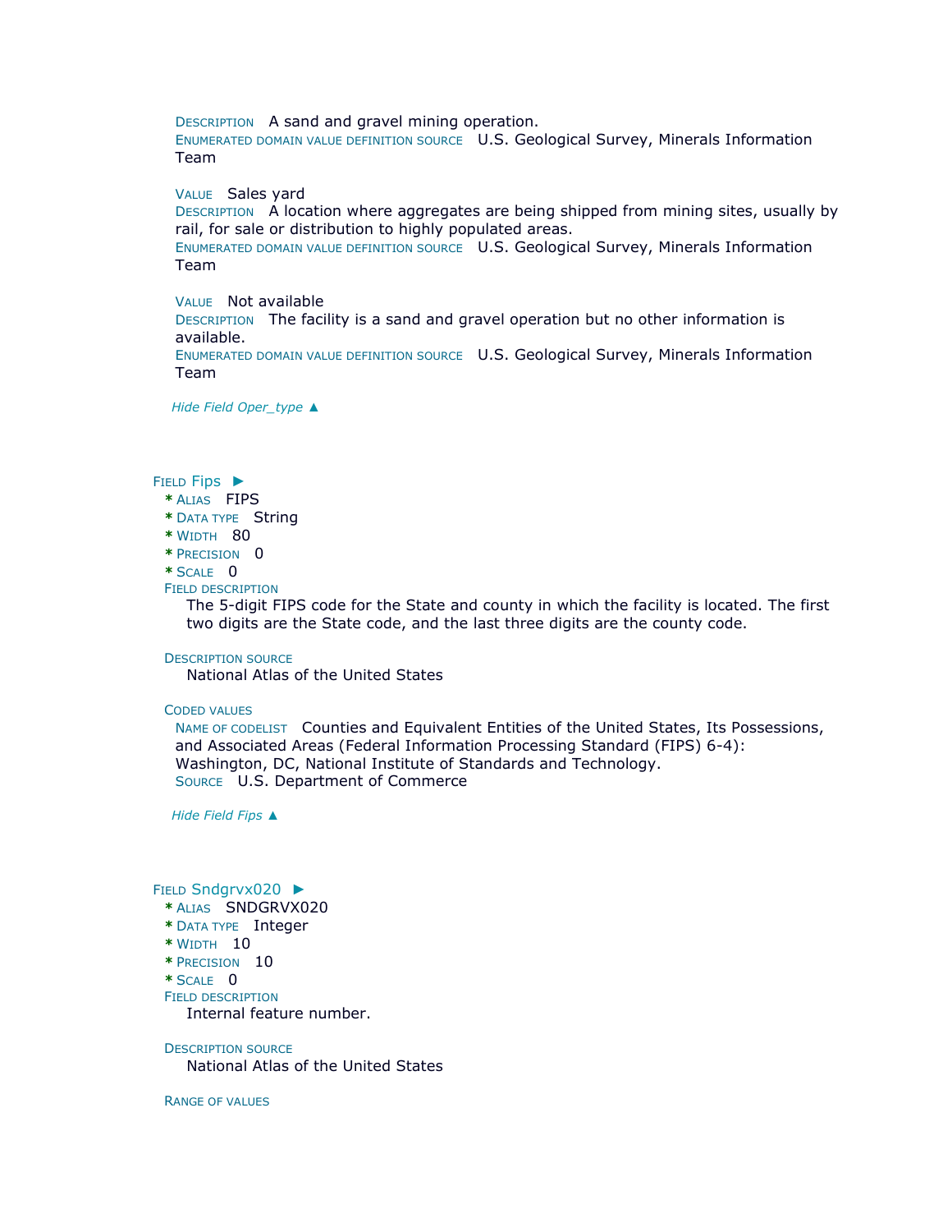DESCRIPTION A sand and gravel mining operation.
ENUMERATED DOMAIN VALUE DEFINITION SOURCE U.S. Geological Survey, Minerals Information Team

VALUE Sales yard
DESCRIPTION A location where aggregates are being shipped from mining sites, usually by rail, for sale or distribution to highly populated areas.
ENUMERATED DOMAIN VALUE DEFINITION SOURCE U.S. Geological Survey, Minerals Information Team

VALUE Not available
DESCRIPTION The facility is a sand and gravel operation but no other information is available.
ENUMERATED DOMAIN VALUE DEFINITION SOURCE U.S. Geological Survey, Minerals Information Team

*Hide Field Oper_type ▲*

FIELD Fips ►
- * ALIAS FIPS
- * DATA TYPE String
- * WIDTH 80
- * PRECISION 0
- * SCALE 0

FIELD DESCRIPTION
The 5-digit FIPS code for the State and county in which the facility is located. The first two digits are the State code, and the last three digits are the county code.

DESCRIPTION SOURCE
National Atlas of the United States

CODED VALUES
NAME OF CODELIST Counties and Equivalent Entities of the United States, Its Possessions, and Associated Areas (Federal Information Processing Standard (FIPS) 6-4): Washington, DC, National Institute of Standards and Technology.
SOURCE U.S. Department of Commerce

*Hide Field Fips ▲*

FIELD Sndgrvx020 ►
- * ALIAS SNDGRVX020
- * DATA TYPE Integer
- * WIDTH 10
- * PRECISION 10
- * SCALE 0

FIELD DESCRIPTION
Internal feature number.

DESCRIPTION SOURCE
National Atlas of the United States

RANGE OF VALUES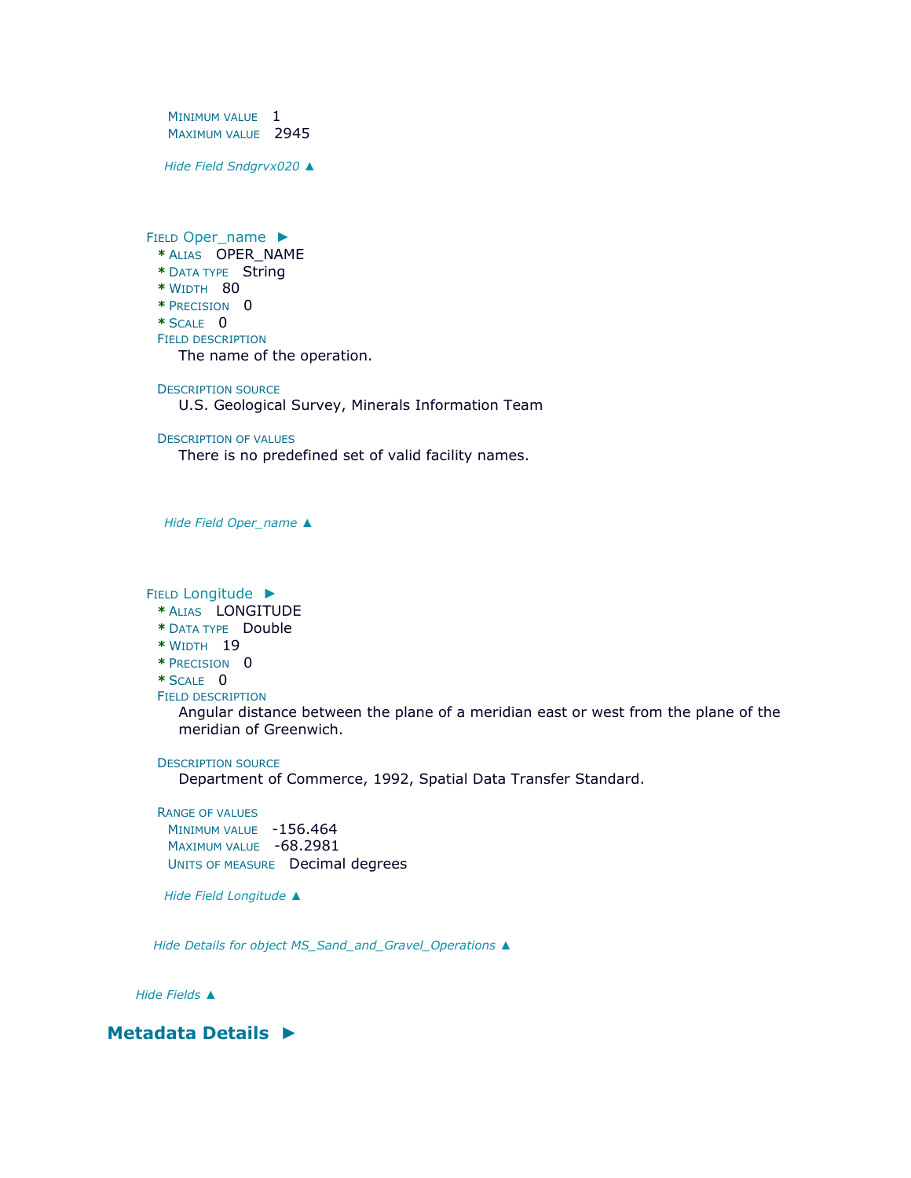Minimum value 1
Maximum value 2945

*Hide Field Sndgrvx020 ▲*

Field Oper_name ►

* Alias OPER_NAME
* Data type String
* Width 80
* Precision 0
* Scale 0

Field description
The name of the operation.

Description source
U.S. Geological Survey, Minerals Information Team

Description of values
There is no predefined set of valid facility names.

*Hide Field Oper_name ▲*

Field Longitude ►

* Alias LONGITUDE
* Data type Double
* Width 19
* Precision 0
* Scale 0

Field description
Angular distance between the plane of a meridian east or west from the plane of the meridian of Greenwich.

Description source
Department of Commerce, 1992, Spatial Data Transfer Standard.

Range of values
Minimum value -156.464
Maximum value -68.2981
Units of measure Decimal degrees

*Hide Field Longitude ▲*

*Hide Details for object MS_Sand_and_Gravel_Operations ▲*

*Hide Fields ▲*

## Metadata Details ►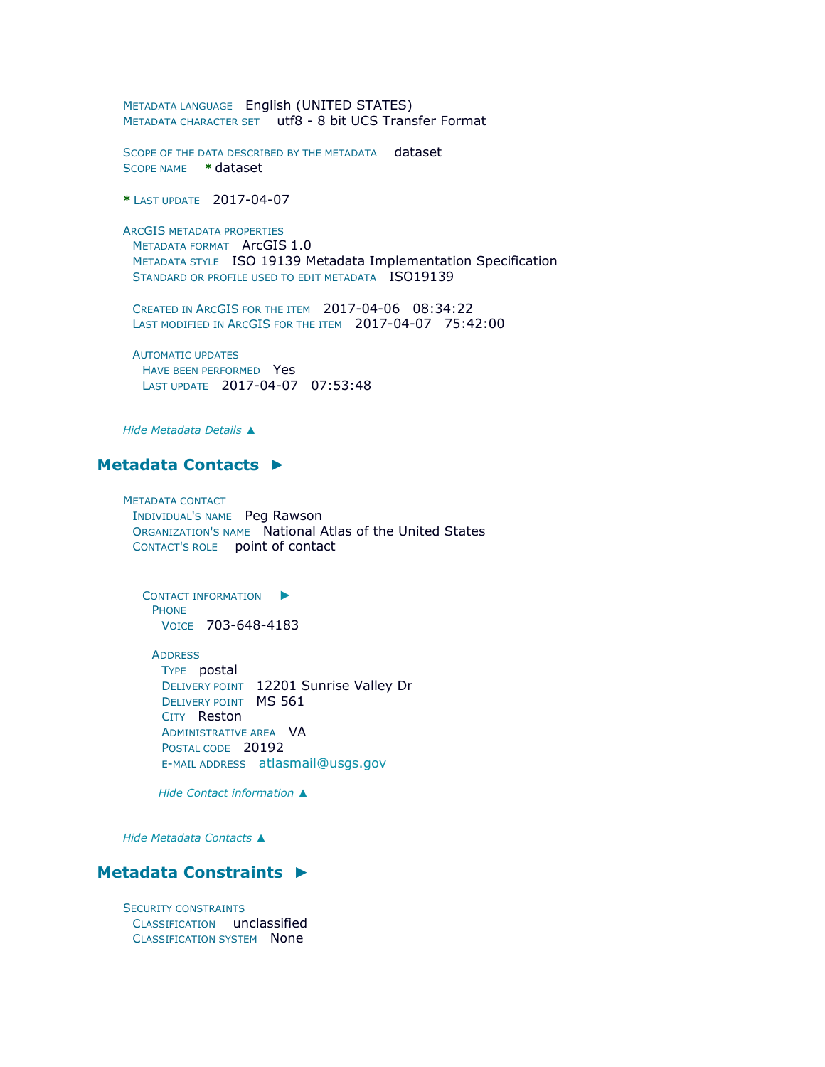METADATA LANGUAGE English (UNITED STATES)
METADATA CHARACTER SET utf8 - 8 bit UCS Transfer Format

SCOPE OF THE DATA DESCRIBED BY THE METADATA dataset
SCOPE NAME * dataset

* LAST UPDATE 2017-04-07

ARCGIS METADATA PROPERTIES
METADATA FORMAT ArcGIS 1.0
METADATA STYLE ISO 19139 Metadata Implementation Specification
STANDARD OR PROFILE USED TO EDIT METADATA ISO19139

CREATED IN ARCGIS FOR THE ITEM 2017-04-06 08:34:22
LAST MODIFIED IN ARCGIS FOR THE ITEM 2017-04-07 75:42:00

AUTOMATIC UPDATES
HAVE BEEN PERFORMED Yes
LAST UPDATE 2017-04-07 07:53:48

*Hide Metadata Details ▲*

## Metadata Contacts ►

METADATA CONTACT
INDIVIDUAL'S NAME Peg Rawson
ORGANIZATION'S NAME National Atlas of the United States
CONTACT'S ROLE point of contact

CONTACT INFORMATION ►
PHONE
VOICE 703-648-4183

ADDRESS
TYPE postal
DELIVERY POINT 12201 Sunrise Valley Dr
DELIVERY POINT MS 561
CITY Reston
ADMINISTRATIVE AREA VA
POSTAL CODE 20192
E-MAIL ADDRESS atlasmail@usgs.gov

*Hide Contact information ▲*

*Hide Metadata Contacts ▲*

## Metadata Constraints ►

SECURITY CONSTRAINTS
CLASSIFICATION unclassified
CLASSIFICATION SYSTEM None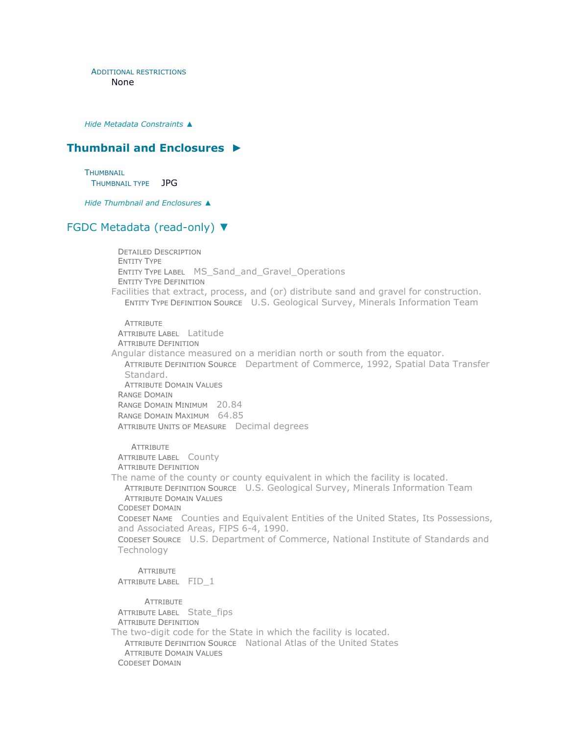ADDITIONAL RESTRICTIONS
None

*Hide Metadata Constraints ▲*

## Thumbnail and Enclosures ►

THUMBNAIL
THUMBNAIL TYPE JPG

*Hide Thumbnail and Enclosures ▲*

## FGDC Metadata (read-only) ▼

DETAILED DESCRIPTION
ENTITY TYPE
ENTITY TYPE LABEL MS_Sand_and_Gravel_Operations
ENTITY TYPE DEFINITION
Facilities that extract, process, and (or) distribute sand and gravel for construction.
ENTITY TYPE DEFINITION SOURCE U.S. Geological Survey, Minerals Information Team

ATTRIBUTE
ATTRIBUTE LABEL Latitude
ATTRIBUTE DEFINITION
Angular distance measured on a meridian north or south from the equator.
ATTRIBUTE DEFINITION SOURCE Department of Commerce, 1992, Spatial Data Transfer Standard.
ATTRIBUTE DOMAIN VALUES
RANGE DOMAIN
RANGE DOMAIN MINIMUM 20.84
RANGE DOMAIN MAXIMUM 64.85
ATTRIBUTE UNITS OF MEASURE Decimal degrees

ATTRIBUTE
ATTRIBUTE LABEL County
ATTRIBUTE DEFINITION
The name of the county or county equivalent in which the facility is located.
ATTRIBUTE DEFINITION SOURCE U.S. Geological Survey, Minerals Information Team
ATTRIBUTE DOMAIN VALUES
CODESET DOMAIN
CODESET NAME Counties and Equivalent Entities of the United States, Its Possessions, and Associated Areas, FIPS 6-4, 1990.
CODESET SOURCE U.S. Department of Commerce, National Institute of Standards and Technology

ATTRIBUTE
ATTRIBUTE LABEL FID_1

ATTRIBUTE
ATTRIBUTE LABEL State_fips
ATTRIBUTE DEFINITION
The two-digit code for the State in which the facility is located.
ATTRIBUTE DEFINITION SOURCE National Atlas of the United States
ATTRIBUTE DOMAIN VALUES
CODESET DOMAIN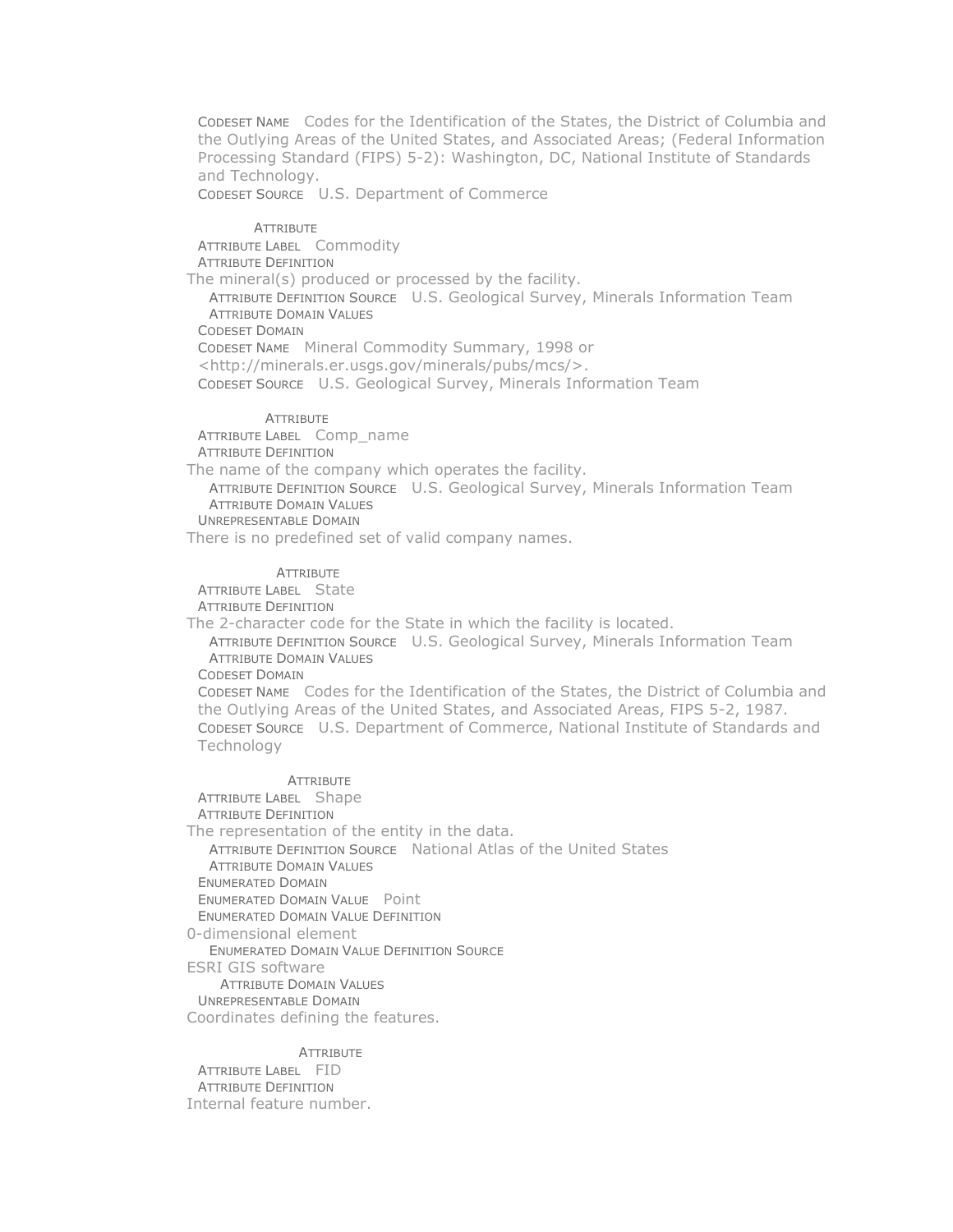CODESET NAME Codes for the Identification of the States, the District of Columbia and the Outlying Areas of the United States, and Associated Areas; (Federal Information Processing Standard (FIPS) 5-2): Washington, DC, National Institute of Standards and Technology.
CODESET SOURCE U.S. Department of Commerce

ATTRIBUTE
ATTRIBUTE LABEL Commodity
ATTRIBUTE DEFINITION
The mineral(s) produced or processed by the facility.
ATTRIBUTE DEFINITION SOURCE U.S. Geological Survey, Minerals Information Team
ATTRIBUTE DOMAIN VALUES
CODESET DOMAIN
CODESET NAME Mineral Commodity Summary, 1998 or <http://minerals.er.usgs.gov/minerals/pubs/mcs/>.
CODESET SOURCE U.S. Geological Survey, Minerals Information Team

ATTRIBUTE
ATTRIBUTE LABEL Comp_name
ATTRIBUTE DEFINITION
The name of the company which operates the facility.
ATTRIBUTE DEFINITION SOURCE U.S. Geological Survey, Minerals Information Team
ATTRIBUTE DOMAIN VALUES
UNREPRESENTABLE DOMAIN
There is no predefined set of valid company names.

ATTRIBUTE
ATTRIBUTE LABEL State
ATTRIBUTE DEFINITION
The 2-character code for the State in which the facility is located.
ATTRIBUTE DEFINITION SOURCE U.S. Geological Survey, Minerals Information Team
ATTRIBUTE DOMAIN VALUES
CODESET DOMAIN
CODESET NAME Codes for the Identification of the States, the District of Columbia and the Outlying Areas of the United States, and Associated Areas, FIPS 5-2, 1987.
CODESET SOURCE U.S. Department of Commerce, National Institute of Standards and Technology

ATTRIBUTE
ATTRIBUTE LABEL Shape
ATTRIBUTE DEFINITION
The representation of the entity in the data.
ATTRIBUTE DEFINITION SOURCE National Atlas of the United States
ATTRIBUTE DOMAIN VALUES
ENUMERATED DOMAIN
ENUMERATED DOMAIN VALUE Point
ENUMERATED DOMAIN VALUE DEFINITION
0-dimensional element
ENUMERATED DOMAIN VALUE DEFINITION SOURCE
ESRI GIS software
ATTRIBUTE DOMAIN VALUES
UNREPRESENTABLE DOMAIN
Coordinates defining the features.

ATTRIBUTE
ATTRIBUTE LABEL FID
ATTRIBUTE DEFINITION
Internal feature number.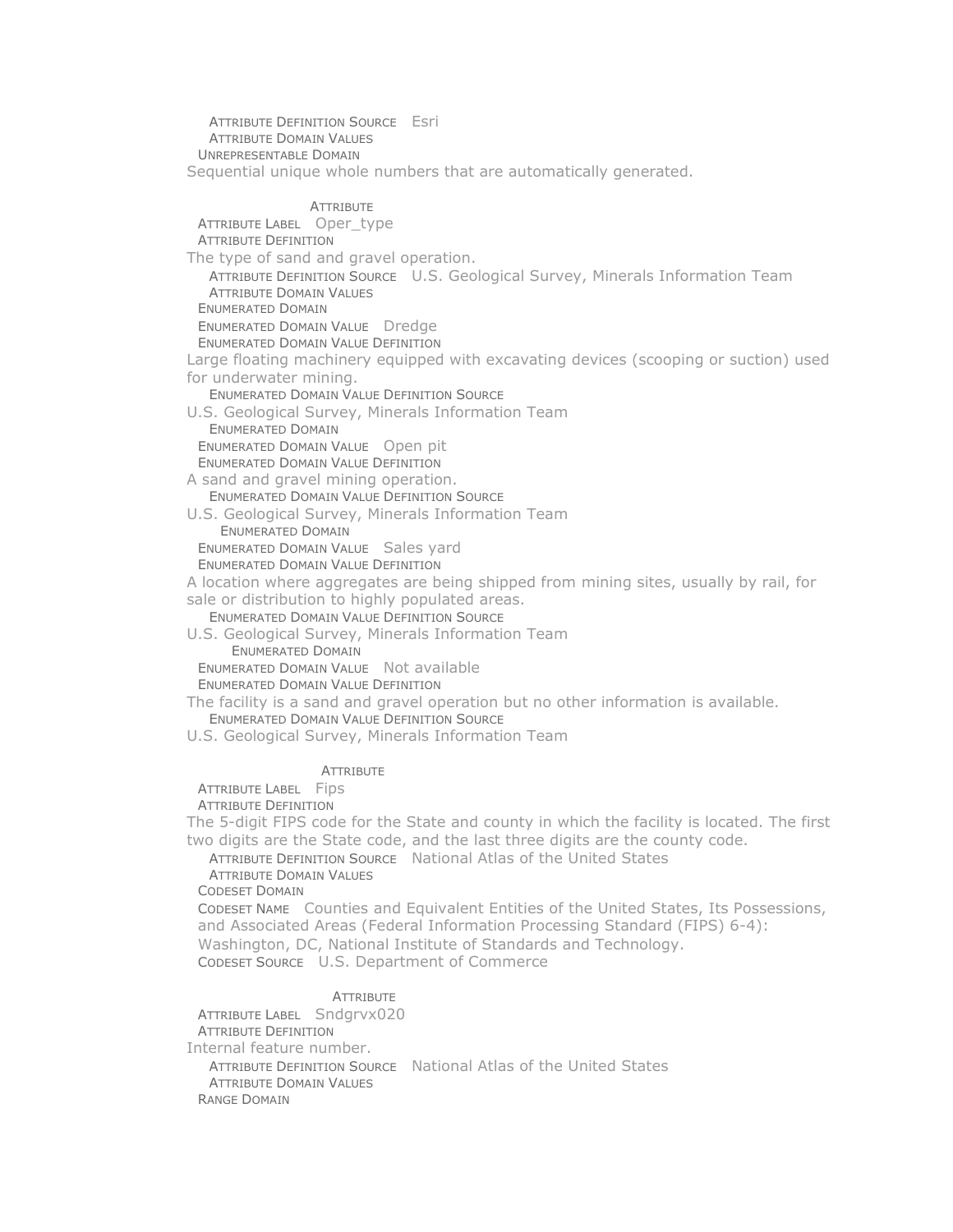Attribute Definition Source Esri
Attribute Domain Values
Unrepresentable Domain
Sequential unique whole numbers that are automatically generated.

Attribute
Attribute Label Oper_type
Attribute Definition
The type of sand and gravel operation.
Attribute Definition Source U.S. Geological Survey, Minerals Information Team
Attribute Domain Values
Enumerated Domain
Enumerated Domain Value Dredge
Enumerated Domain Value Definition
Large floating machinery equipped with excavating devices (scooping or suction) used for underwater mining.
Enumerated Domain Value Definition Source
U.S. Geological Survey, Minerals Information Team
Enumerated Domain
Enumerated Domain Value Open pit
Enumerated Domain Value Definition
A sand and gravel mining operation.
Enumerated Domain Value Definition Source
U.S. Geological Survey, Minerals Information Team
Enumerated Domain
Enumerated Domain Value Sales yard
Enumerated Domain Value Definition
A location where aggregates are being shipped from mining sites, usually by rail, for sale or distribution to highly populated areas.
Enumerated Domain Value Definition Source
U.S. Geological Survey, Minerals Information Team
Enumerated Domain
Enumerated Domain Value Not available
Enumerated Domain Value Definition
The facility is a sand and gravel operation but no other information is available.
Enumerated Domain Value Definition Source
U.S. Geological Survey, Minerals Information Team

Attribute
Attribute Label Fips
Attribute Definition
The 5-digit FIPS code for the State and county in which the facility is located. The first two digits are the State code, and the last three digits are the county code.
Attribute Definition Source National Atlas of the United States
Attribute Domain Values
Codeset Domain
Codeset Name Counties and Equivalent Entities of the United States, Its Possessions, and Associated Areas (Federal Information Processing Standard (FIPS) 6-4): Washington, DC, National Institute of Standards and Technology.
Codeset Source U.S. Department of Commerce

Attribute
Attribute Label Sndgrvx020
Attribute Definition
Internal feature number.
Attribute Definition Source National Atlas of the United States
Attribute Domain Values
Range Domain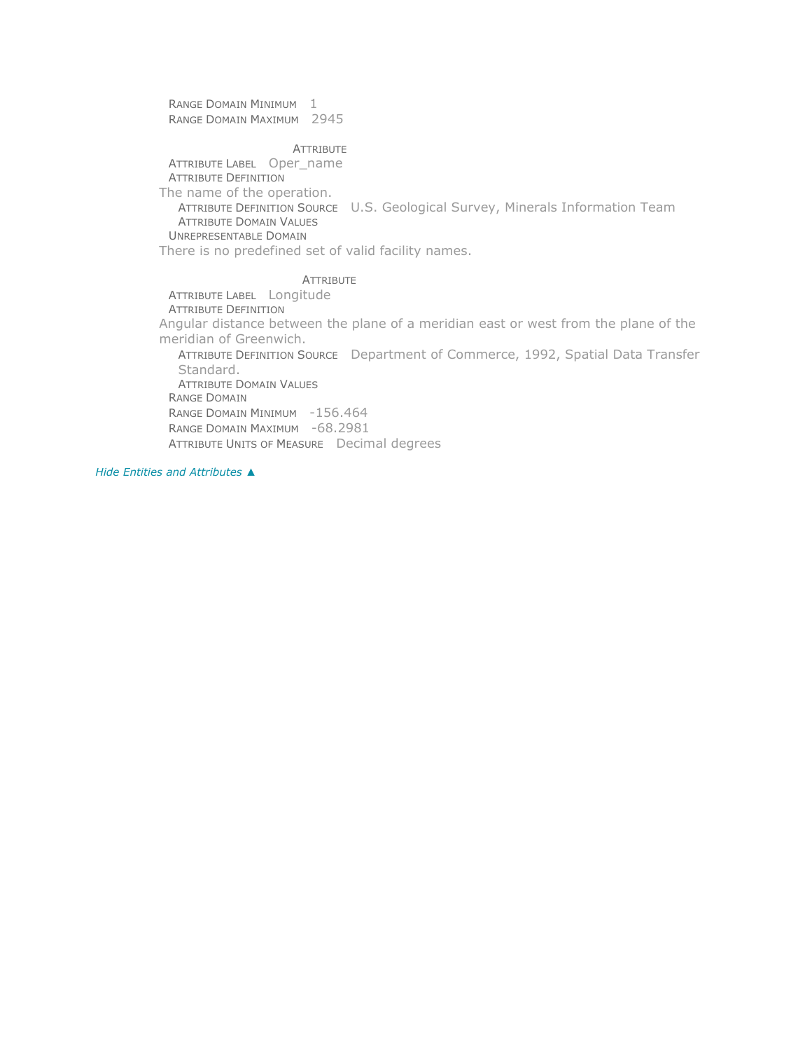Range Domain Minimum 1
Range Domain Maximum 2945

Attribute

Attribute Label Oper_name

Attribute Definition

The name of the operation.

Attribute Definition Source U.S. Geological Survey, Minerals Information Team

Attribute Domain Values

Unrepresentable Domain

There is no predefined set of valid facility names.

Attribute

Attribute Label Longitude

Attribute Definition

Angular distance between the plane of a meridian east or west from the plane of the meridian of Greenwich.

Attribute Definition Source Department of Commerce, 1992, Spatial Data Transfer Standard.

Attribute Domain Values

Range Domain

Range Domain Minimum -156.464
Range Domain Maximum -68.2981
Attribute Units of Measure Decimal degrees

*Hide Entities and Attributes ▲*